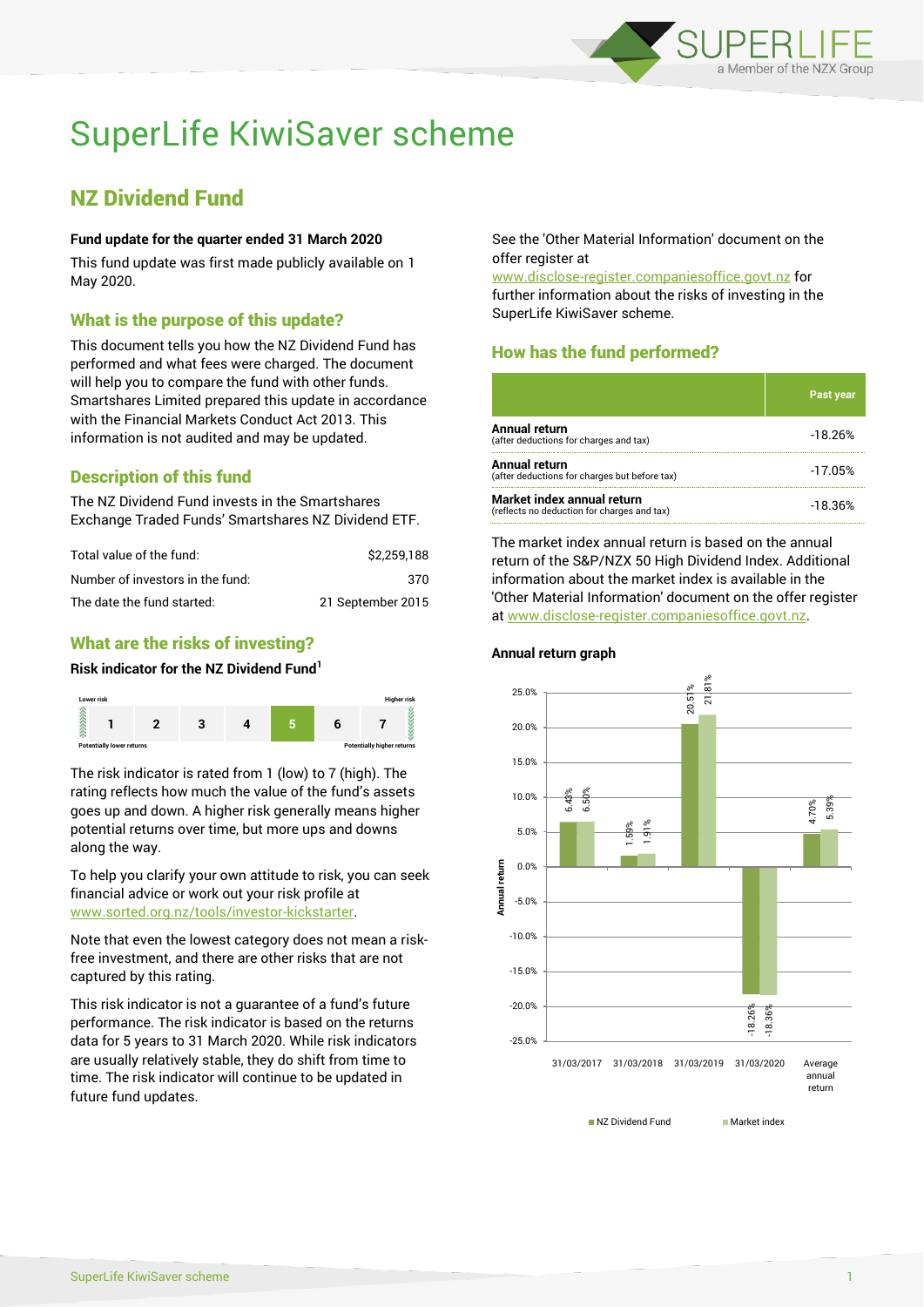# SuperLife KiwiSaver scheme

## NZ Dividend Fund

**Fund update for the quarter ended 31 March 2020**

This fund update was first made publicly available on 1 May 2020.

### What is the purpose of this update?

This document tells you how the NZ Dividend Fund has performed and what fees were charged. The document will help you to compare the fund with other funds. Smartshares Limited prepared this update in accordance with the Financial Markets Conduct Act 2013. This information is not audited and may be updated.

### Description of this fund

The NZ Dividend Fund invests in the Smartshares Exchange Traded Funds' Smartshares NZ Dividend ETF.

| | |
|---|---|
| Total value of the fund: | $2,259,188 |
| Number of investors in the fund: | 370 |
| The date the fund started: | 21 September 2015 |

### What are the risks of investing?

**Risk indicator for the NZ Dividend Fund[1]**

| Lower risk | | | | | | Higher risk |
|---|---|---|---|---|---|---|
| 1 | 2 | 3 | 4 | **5** | 6 | 7 |
| Potentially lower returns | | | | | | Potentially higher returns |

The risk indicator is rated from 1 (low) to 7 (high). The rating reflects how much the value of the fund's assets goes up and down. A higher risk generally means higher potential returns over time, but more ups and downs along the way.

To help you clarify your own attitude to risk, you can seek financial advice or work out your risk profile at www.sorted.org.nz/tools/investor-kickstarter.

Note that even the lowest category does not mean a risk-free investment, and there are other risks that are not captured by this rating.

This risk indicator is not a guarantee of a fund's future performance. The risk indicator is based on the returns data for 5 years to 31 March 2020. While risk indicators are usually relatively stable, they do shift from time to time. The risk indicator will continue to be updated in future fund updates.

See the 'Other Material Information' document on the offer register at www.disclose-register.companiesoffice.govt.nz for further information about the risks of investing in the SuperLife KiwiSaver scheme.

### How has the fund performed?

| | Past year |
|---|---|
| **Annual return** (after deductions for charges and tax) | -18.26% |
| **Annual return** (after deductions for charges but before tax) | -17.05% |
| **Market index annual return** (reflects no deduction for charges and tax) | -18.36% |

The market index annual return is based on the annual return of the S&P/NZX 50 High Dividend Index. Additional information about the market index is available in the 'Other Material Information' document on the offer register at www.disclose-register.companiesoffice.govt.nz.

#### Annual return graph

| | NZ Dividend Fund | Market index |
|---|---|---|
| 31/03/2017 | 6.43% | 6.50% |
| 31/03/2018 | 1.59% | 1.91% |
| 31/03/2019 | 20.51% | 21.81% |
| 31/03/2020 | -18.26% | -18.36% |
| Average annual return | 4.70% | 5.39% |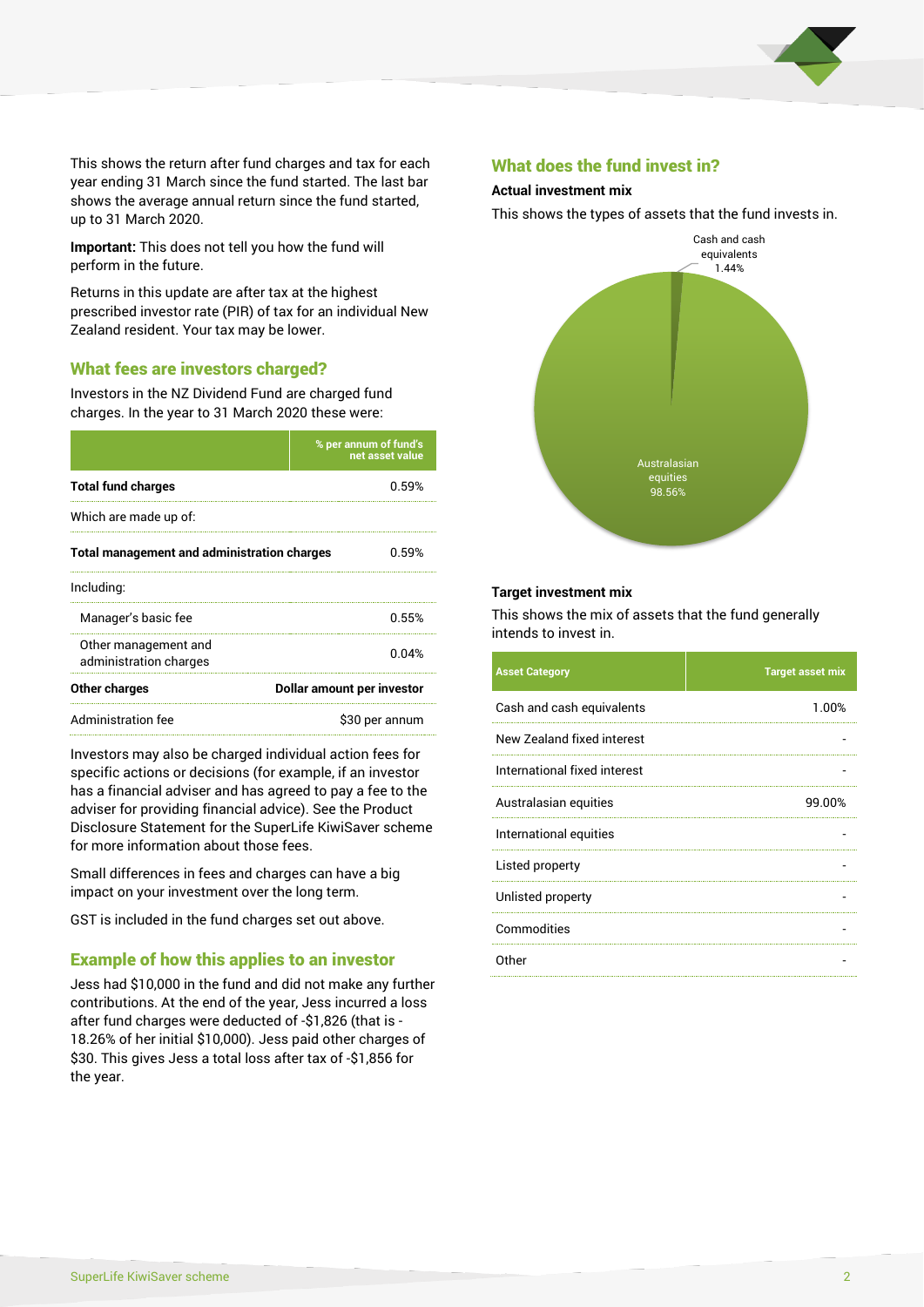This shows the return after fund charges and tax for each year ending 31 March since the fund started. The last bar shows the average annual return since the fund started, up to 31 March 2020.

**Important:** This does not tell you how the fund will perform in the future.

Returns in this update are after tax at the highest prescribed investor rate (PIR) of tax for an individual New Zealand resident. Your tax may be lower.

## What fees are investors charged?

Investors in the NZ Dividend Fund are charged fund charges. In the year to 31 March 2020 these were:

| | % per annum of fund's net asset value |
|---|---|
| **Total fund charges** | 0.59% |
| Which are made up of: | |
| **Total management and administration charges** | 0.59% |
| Including: | |
| Manager's basic fee | 0.55% |
| Other management and administration charges | 0.04% |
| **Other charges** | **Dollar amount per investor** |
| Administration fee | $30 per annum |

Investors may also be charged individual action fees for specific actions or decisions (for example, if an investor has a financial adviser and has agreed to pay a fee to the adviser for providing financial advice). See the Product Disclosure Statement for the SuperLife KiwiSaver scheme for more information about those fees.

Small differences in fees and charges can have a big impact on your investment over the long term.

GST is included in the fund charges set out above.

## Example of how this applies to an investor

Jess had $10,000 in the fund and did not make any further contributions. At the end of the year, Jess incurred a loss after fund charges were deducted of -$1,826 (that is -18.26% of her initial $10,000). Jess paid other charges of $30. This gives Jess a total loss after tax of -$1,856 for the year.

## What does the fund invest in?

### Actual investment mix

This shows the types of assets that the fund invests in.

- Cash and cash equivalents: 1.44%
- Australasian equities: 98.56%

### Target investment mix

This shows the mix of assets that the fund generally intends to invest in.

| Asset Category | Target asset mix |
|---|---|
| Cash and cash equivalents | 1.00% |
| New Zealand fixed interest | - |
| International fixed interest | - |
| Australasian equities | 99.00% |
| International equities | - |
| Listed property | - |
| Unlisted property | - |
| Commodities | - |
| Other | - |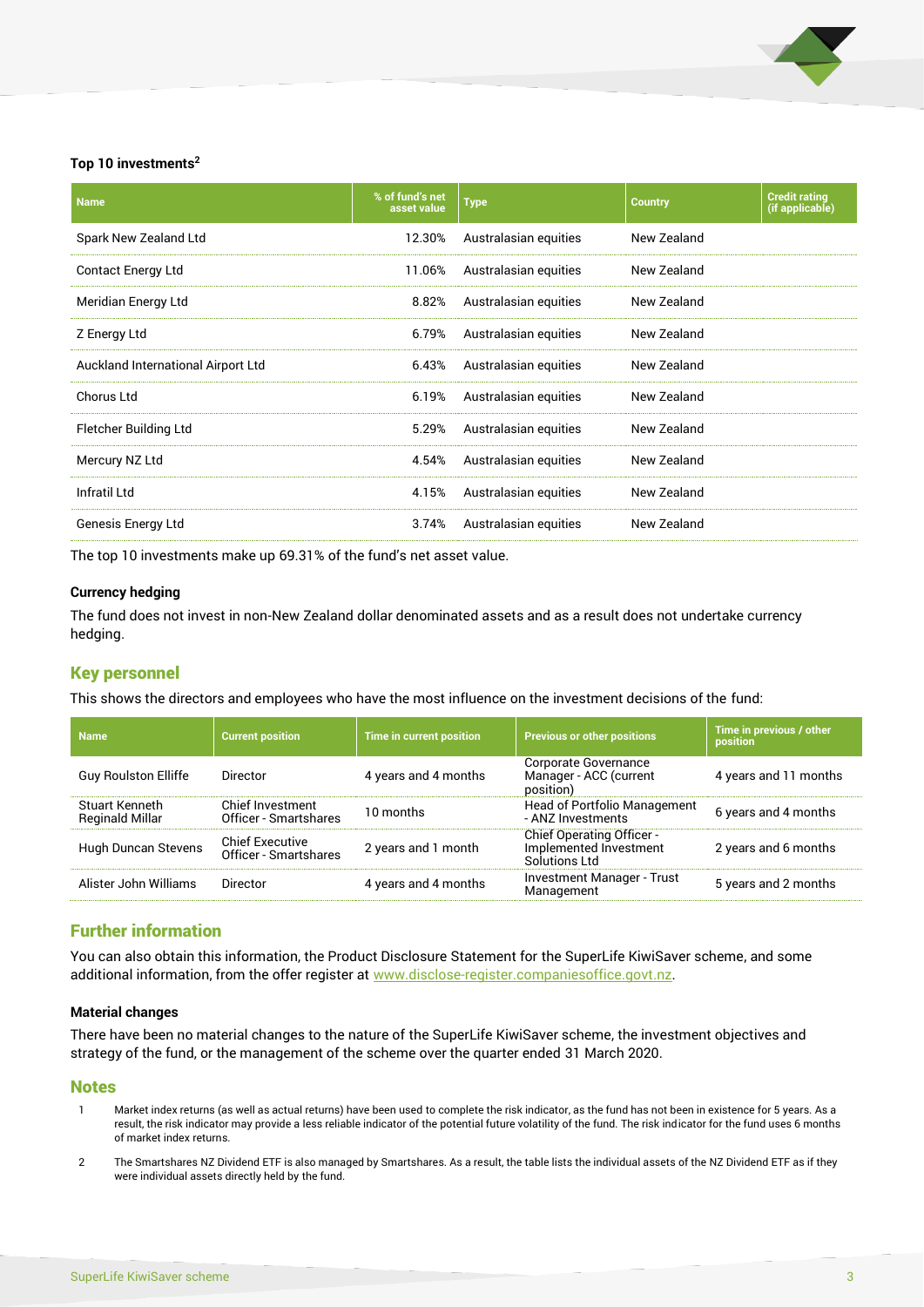### Top 10 investments[2]

| Name | % of fund's net asset value | Type | Country | Credit rating (if applicable) |
|---|---|---|---|---|
| Spark New Zealand Ltd | 12.30% | Australasian equities | New Zealand | |
| Contact Energy Ltd | 11.06% | Australasian equities | New Zealand | |
| Meridian Energy Ltd | 8.82% | Australasian equities | New Zealand | |
| Z Energy Ltd | 6.79% | Australasian equities | New Zealand | |
| Auckland International Airport Ltd | 6.43% | Australasian equities | New Zealand | |
| Chorus Ltd | 6.19% | Australasian equities | New Zealand | |
| Fletcher Building Ltd | 5.29% | Australasian equities | New Zealand | |
| Mercury NZ Ltd | 4.54% | Australasian equities | New Zealand | |
| Infratil Ltd | 4.15% | Australasian equities | New Zealand | |
| Genesis Energy Ltd | 3.74% | Australasian equities | New Zealand | |

The top 10 investments make up 69.31% of the fund's net asset value.

### Currency hedging

The fund does not invest in non-New Zealand dollar denominated assets and as a result does not undertake currency hedging.

## Key personnel

This shows the directors and employees who have the most influence on the investment decisions of the fund:

| Name | Current position | Time in current position | Previous or other positions | Time in previous / other position |
|---|---|---|---|---|
| Guy Roulston Elliffe | Director | 4 years and 4 months | Corporate Governance Manager - ACC (current position) | 4 years and 11 months |
| Stuart Kenneth Reginald Millar | Chief Investment Officer - Smartshares | 10 months | Head of Portfolio Management - ANZ Investments | 6 years and 4 months |
| Hugh Duncan Stevens | Chief Executive Officer - Smartshares | 2 years and 1 month | Chief Operating Officer - Implemented Investment Solutions Ltd | 2 years and 6 months |
| Alister John Williams | Director | 4 years and 4 months | Investment Manager - Trust Management | 5 years and 2 months |

## Further information

You can also obtain this information, the Product Disclosure Statement for the SuperLife KiwiSaver scheme, and some additional information, from the offer register at www.disclose-register.companiesoffice.govt.nz.

### Material changes

There have been no material changes to the nature of the SuperLife KiwiSaver scheme, the investment objectives and strategy of the fund, or the management of the scheme over the quarter ended 31 March 2020.

## Notes

1. Market index returns (as well as actual returns) have been used to complete the risk indicator, as the fund has not been in existence for 5 years. As a result, the risk indicator may provide a less reliable indicator of the potential future volatility of the fund. The risk indicator for the fund uses 6 months of market index returns.
2. The Smartshares NZ Dividend ETF is also managed by Smartshares. As a result, the table lists the individual assets of the NZ Dividend ETF as if they were individual assets directly held by the fund.